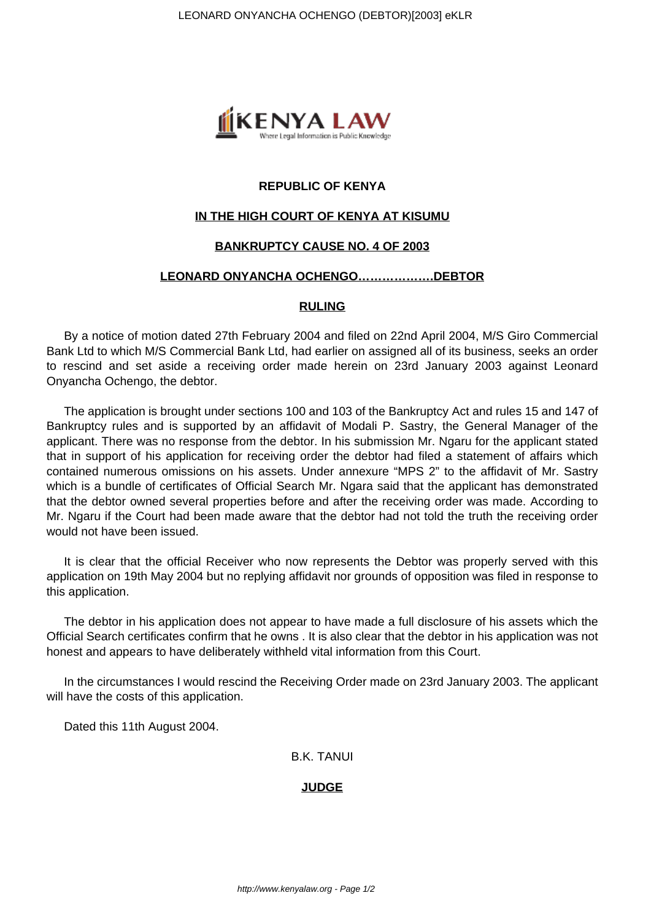**REPUBLIC OF KENYA**

**IN THE HIGH COURT OF KENYA AT KISUMU**

**BANKRUPTCY CAUSE NO. 4 OF 2003**

**LEONARD ONYANCHA OCHENGO……………….DEBTOR**

**RULING**

By a notice of motion dated 27th February 2004 and filed on 22nd April 2004, M/S Giro Commercial Bank Ltd to which M/S Commercial Bank Ltd, had earlier on assigned all of its business, seeks an order to rescind and set aside a receiving order made herein on 23rd January 2003 against Leonard Onyancha Ochengo, the debtor.

The application is brought under sections 100 and 103 of the Bankruptcy Act and rules 15 and 147 of Bankruptcy rules and is supported by an affidavit of Modali P. Sastry, the General Manager of the applicant. There was no response from the debtor. In his submission Mr. Ngaru for the applicant stated that in support of his application for receiving order the debtor had filed a statement of affairs which contained numerous omissions on his assets. Under annexure "MPS 2" to the affidavit of Mr. Sastry which is a bundle of certificates of Official Search Mr. Ngara said that the applicant has demonstrated that the debtor owned several properties before and after the receiving order was made. According to Mr. Ngaru if the Court had been made aware that the debtor had not told the truth the receiving order would not have been issued.

It is clear that the official Receiver who now represents the Debtor was properly served with this application on 19th May 2004 but no replying affidavit nor grounds of opposition was filed in response to this application.

The debtor in his application does not appear to have made a full disclosure of his assets which the Official Search certificates confirm that he owns . It is also clear that the debtor in his application was not honest and appears to have deliberately withheld vital information from this Court.

In the circumstances I would rescind the Receiving Order made on 23rd January 2003. The applicant will have the costs of this application.

Dated this 11th August 2004.

B.K. TANUI

**JUDGE**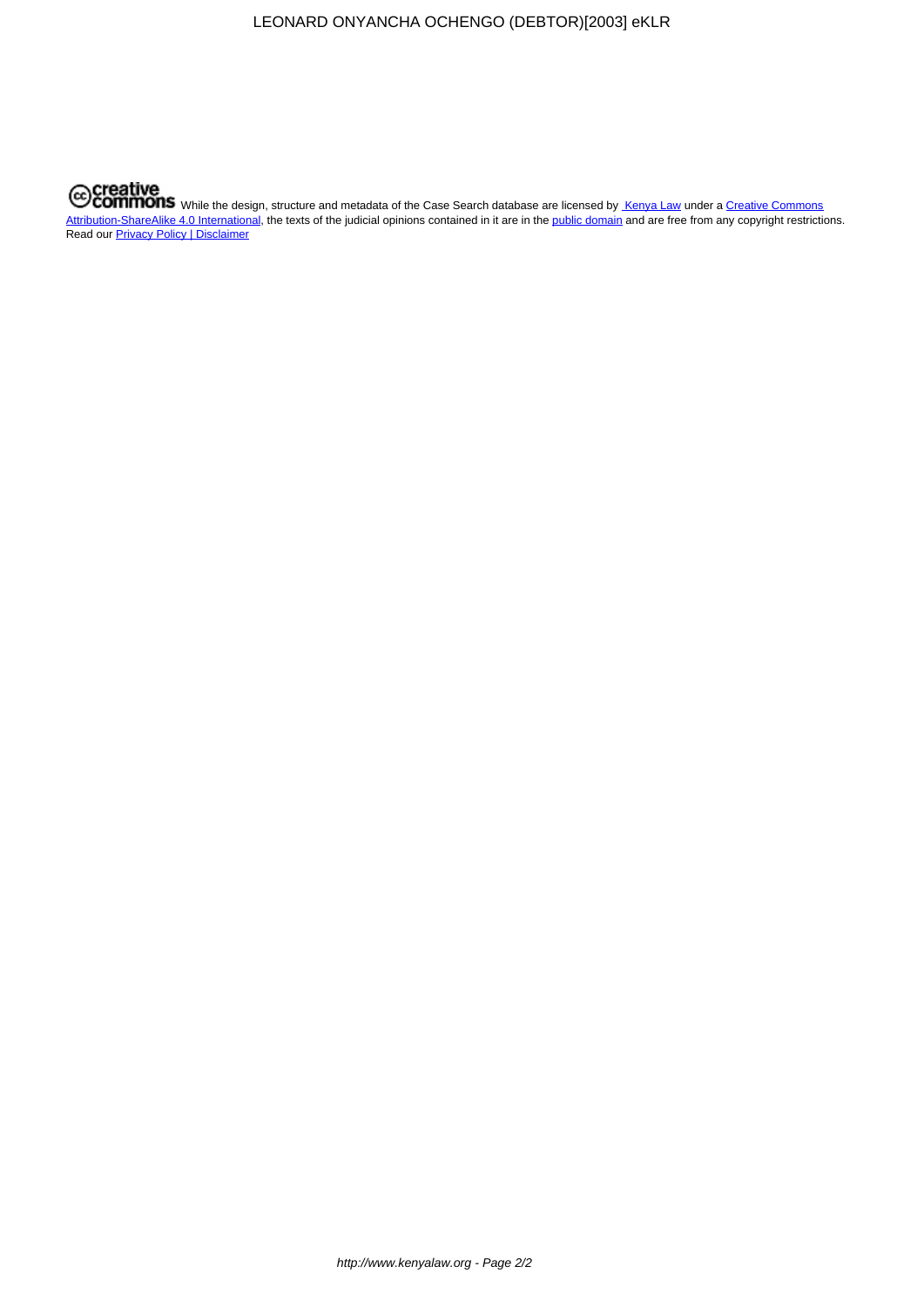While the design, structure and metadata of the Case Search database are licensed by Kenya Law under a Creative Commons Attribution-ShareAlike 4.0 International, the texts of the judicial opinions contained in it are in the public domain and are free from any copyright restrictions. Read our Privacy Policy | Disclaimer